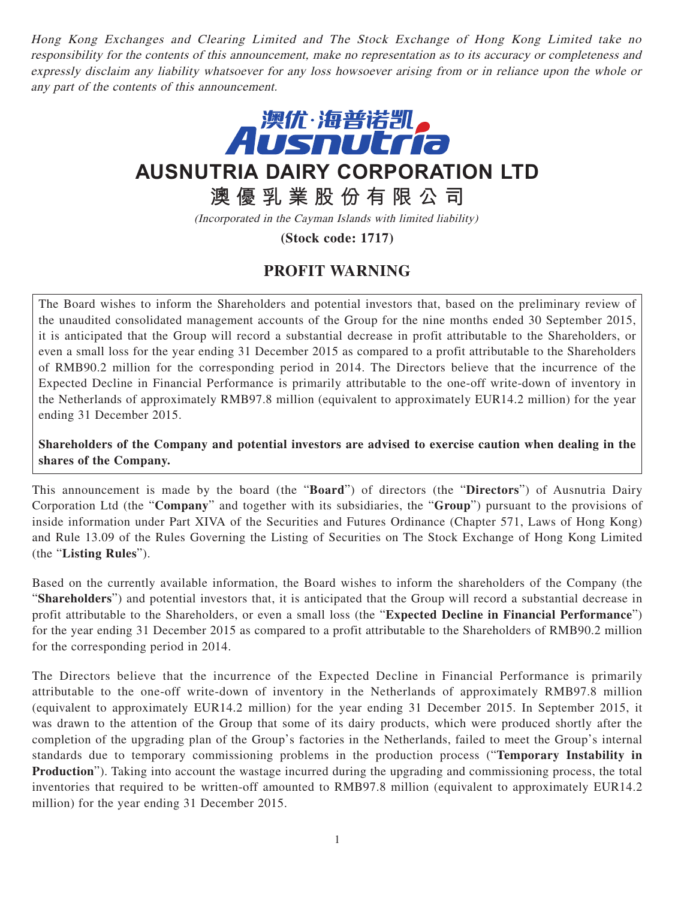*Hong Kong Exchanges and Clearing Limited and The Stock Exchange of Hong Kong Limited take no responsibility for the contents of this announcement, make no representation as to its accuracy or completeness and expressly disclaim any liability whatsoever for any loss howsoever arising from or in reliance upon the whole or any part of the contents of this announcement.*

澳优·海普诺凯
Ausnutria

# AUSNUTRIA DAIRY CORPORATION LTD

# 澳優乳業股份有限公司

*(Incorporated in the Cayman Islands with limited liability)*

**(Stock code: 1717)**

## PROFIT WARNING

The Board wishes to inform the Shareholders and potential investors that, based on the preliminary review of the unaudited consolidated management accounts of the Group for the nine months ended 30 September 2015, it is anticipated that the Group will record a substantial decrease in profit attributable to the Shareholders, or even a small loss for the year ending 31 December 2015 as compared to a profit attributable to the Shareholders of RMB90.2 million for the corresponding period in 2014. The Directors believe that the incurrence of the Expected Decline in Financial Performance is primarily attributable to the one-off write-down of inventory in the Netherlands of approximately RMB97.8 million (equivalent to approximately EUR14.2 million) for the year ending 31 December 2015.

**Shareholders of the Company and potential investors are advised to exercise caution when dealing in the shares of the Company.**

This announcement is made by the board (the "**Board**") of directors (the "**Directors**") of Ausnutria Dairy Corporation Ltd (the "**Company**" and together with its subsidiaries, the "**Group**") pursuant to the provisions of inside information under Part XIVA of the Securities and Futures Ordinance (Chapter 571, Laws of Hong Kong) and Rule 13.09 of the Rules Governing the Listing of Securities on The Stock Exchange of Hong Kong Limited (the "**Listing Rules**").

Based on the currently available information, the Board wishes to inform the shareholders of the Company (the "**Shareholders**") and potential investors that, it is anticipated that the Group will record a substantial decrease in profit attributable to the Shareholders, or even a small loss (the "**Expected Decline in Financial Performance**") for the year ending 31 December 2015 as compared to a profit attributable to the Shareholders of RMB90.2 million for the corresponding period in 2014.

The Directors believe that the incurrence of the Expected Decline in Financial Performance is primarily attributable to the one-off write-down of inventory in the Netherlands of approximately RMB97.8 million (equivalent to approximately EUR14.2 million) for the year ending 31 December 2015. In September 2015, it was drawn to the attention of the Group that some of its dairy products, which were produced shortly after the completion of the upgrading plan of the Group's factories in the Netherlands, failed to meet the Group's internal standards due to temporary commissioning problems in the production process ("**Temporary Instability in Production**"). Taking into account the wastage incurred during the upgrading and commissioning process, the total inventories that required to be written-off amounted to RMB97.8 million (equivalent to approximately EUR14.2 million) for the year ending 31 December 2015.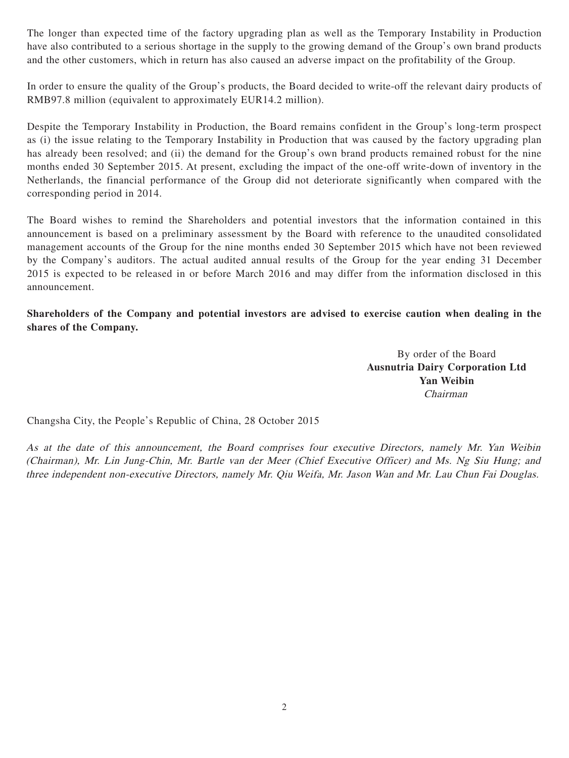The longer than expected time of the factory upgrading plan as well as the Temporary Instability in Production have also contributed to a serious shortage in the supply to the growing demand of the Group's own brand products and the other customers, which in return has also caused an adverse impact on the profitability of the Group.

In order to ensure the quality of the Group's products, the Board decided to write-off the relevant dairy products of RMB97.8 million (equivalent to approximately EUR14.2 million).

Despite the Temporary Instability in Production, the Board remains confident in the Group's long-term prospect as (i) the issue relating to the Temporary Instability in Production that was caused by the factory upgrading plan has already been resolved; and (ii) the demand for the Group's own brand products remained robust for the nine months ended 30 September 2015. At present, excluding the impact of the one-off write-down of inventory in the Netherlands, the financial performance of the Group did not deteriorate significantly when compared with the corresponding period in 2014.

The Board wishes to remind the Shareholders and potential investors that the information contained in this announcement is based on a preliminary assessment by the Board with reference to the unaudited consolidated management accounts of the Group for the nine months ended 30 September 2015 which have not been reviewed by the Company's auditors. The actual audited annual results of the Group for the year ending 31 December 2015 is expected to be released in or before March 2016 and may differ from the information disclosed in this announcement.

**Shareholders of the Company and potential investors are advised to exercise caution when dealing in the shares of the Company.**

By order of the Board
**Ausnutria Dairy Corporation Ltd**
**Yan Weibin**
*Chairman*

Changsha City, the People's Republic of China, 28 October 2015

*As at the date of this announcement, the Board comprises four executive Directors, namely Mr. Yan Weibin (Chairman), Mr. Lin Jung-Chin, Mr. Bartle van der Meer (Chief Executive Officer) and Ms. Ng Siu Hung; and three independent non-executive Directors, namely Mr. Qiu Weifa, Mr. Jason Wan and Mr. Lau Chun Fai Douglas.*